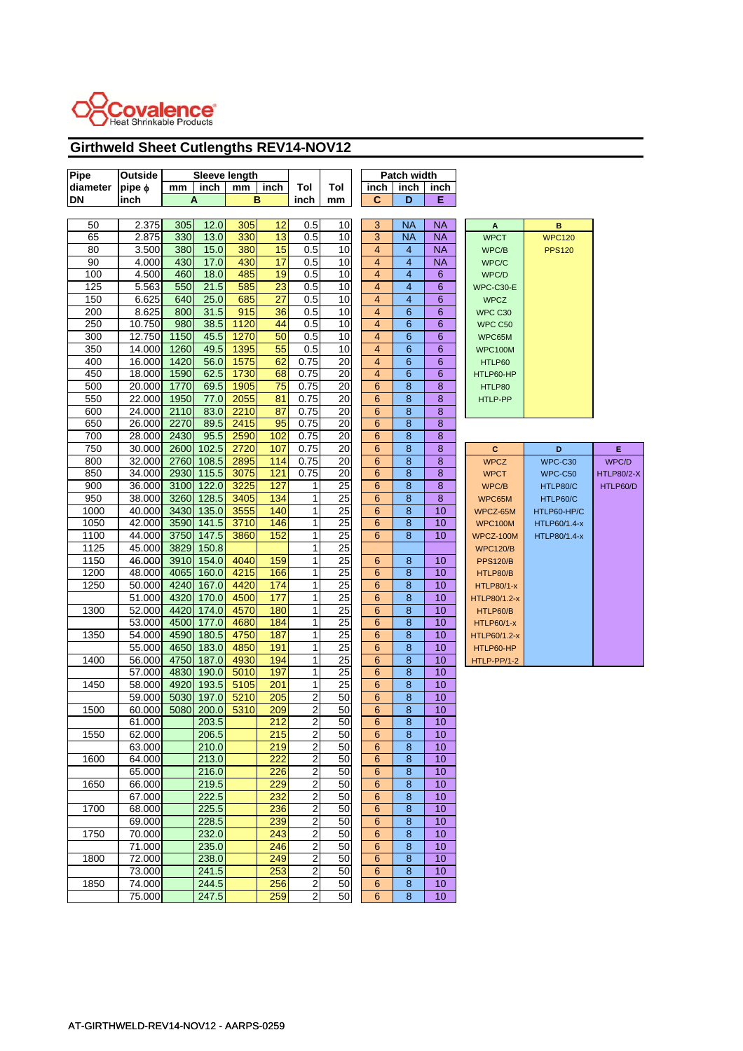Covalence
Heat Shrinkable Products

## Girthweld Sheet Cutlengths REV14-NOV12

| Pipe diameter DN | Outside pipe ϕ inch | Sleeve length mm | inch | mm | inch | Tol inch | Tol mm | Patch width inch | inch | inch |
|---|---|---|---|---|---|---|---|---|---|---|
| | | A | | B | | | | C | D | E |
| 50 | 2.375 | 305 | 12.0 | 305 | 12 | 0.5 | 10 | 3 | NA | NA |
| 65 | 2.875 | 330 | 13.0 | 330 | 13 | 0.5 | 10 | 3 | NA | NA |
| 80 | 3.500 | 380 | 15.0 | 380 | 15 | 0.5 | 10 | 4 | 4 | NA |
| 90 | 4.000 | 430 | 17.0 | 430 | 17 | 0.5 | 10 | 4 | 4 | NA |
| 100 | 4.500 | 460 | 18.0 | 485 | 19 | 0.5 | 10 | 4 | 4 | 6 |
| 125 | 5.563 | 550 | 21.5 | 585 | 23 | 0.5 | 10 | 4 | 4 | 6 |
| 150 | 6.625 | 640 | 25.0 | 685 | 27 | 0.5 | 10 | 4 | 4 | 6 |
| 200 | 8.625 | 800 | 31.5 | 915 | 36 | 0.5 | 10 | 4 | 6 | 6 |
| 250 | 10.750 | 980 | 38.5 | 1120 | 44 | 0.5 | 10 | 4 | 6 | 6 |
| 300 | 12.750 | 1150 | 45.5 | 1270 | 50 | 0.5 | 10 | 4 | 6 | 6 |
| 350 | 14.000 | 1260 | 49.5 | 1395 | 55 | 0.5 | 10 | 4 | 6 | 6 |
| 400 | 16.000 | 1420 | 56.0 | 1575 | 62 | 0.75 | 20 | 4 | 6 | 6 |
| 450 | 18.000 | 1590 | 62.5 | 1730 | 68 | 0.75 | 20 | 4 | 6 | 6 |
| 500 | 20.000 | 1770 | 69.5 | 1905 | 75 | 0.75 | 20 | 6 | 8 | 8 |
| 550 | 22.000 | 1950 | 77.0 | 2055 | 81 | 0.75 | 20 | 6 | 8 | 8 |
| 600 | 24.000 | 2110 | 83.0 | 2210 | 87 | 0.75 | 20 | 6 | 8 | 8 |
| 650 | 26.000 | 2270 | 89.5 | 2415 | 95 | 0.75 | 20 | 6 | 8 | 8 |
| 700 | 28.000 | 2430 | 95.5 | 2590 | 102 | 0.75 | 20 | 6 | 8 | 8 |
| 750 | 30.000 | 2600 | 102.5 | 2720 | 107 | 0.75 | 20 | 6 | 8 | 8 |
| 800 | 32.000 | 2760 | 108.5 | 2895 | 114 | 0.75 | 20 | 6 | 8 | 8 |
| 850 | 34.000 | 2930 | 115.5 | 3075 | 121 | 0.75 | 20 | 6 | 8 | 8 |
| 900 | 36.000 | 3100 | 122.0 | 3225 | 127 | 1 | 25 | 6 | 8 | 8 |
| 950 | 38.000 | 3260 | 128.5 | 3405 | 134 | 1 | 25 | 6 | 8 | 8 |
| 1000 | 40.000 | 3430 | 135.0 | 3555 | 140 | 1 | 25 | 6 | 8 | 10 |
| 1050 | 42.000 | 3590 | 141.5 | 3710 | 146 | 1 | 25 | 6 | 8 | 10 |
| 1100 | 44.000 | 3750 | 147.5 | 3860 | 152 | 1 | 25 | 6 | 8 | 10 |
| 1125 | 45.000 | 3829 | 150.8 | | | 1 | 25 | | | |
| 1150 | 46.000 | 3910 | 154.0 | 4040 | 159 | 1 | 25 | 6 | 8 | 10 |
| 1200 | 48.000 | 4065 | 160.0 | 4215 | 166 | 1 | 25 | 6 | 8 | 10 |
| 1250 | 50.000 | 4240 | 167.0 | 4420 | 174 | 1 | 25 | 6 | 8 | 10 |
| | 51.000 | 4320 | 170.0 | 4500 | 177 | 1 | 25 | 6 | 8 | 10 |
| 1300 | 52.000 | 4420 | 174.0 | 4570 | 180 | 1 | 25 | 6 | 8 | 10 |
| | 53.000 | 4500 | 177.0 | 4680 | 184 | 1 | 25 | 6 | 8 | 10 |
| 1350 | 54.000 | 4590 | 180.5 | 4750 | 187 | 1 | 25 | 6 | 8 | 10 |
| | 55.000 | 4650 | 183.0 | 4850 | 191 | 1 | 25 | 6 | 8 | 10 |
| 1400 | 56.000 | 4750 | 187.0 | 4930 | 194 | 1 | 25 | 6 | 8 | 10 |
| | 57.000 | 4830 | 190.0 | 5010 | 197 | 1 | 25 | 6 | 8 | 10 |
| 1450 | 58.000 | 4920 | 193.5 | 5105 | 201 | 1 | 25 | 6 | 8 | 10 |
| | 59.000 | 5030 | 197.0 | 5210 | 205 | 2 | 50 | 6 | 8 | 10 |
| 1500 | 60.000 | 5080 | 200.0 | 5310 | 209 | 2 | 50 | 6 | 8 | 10 |
| | 61.000 | | 203.5 | | 212 | 2 | 50 | 6 | 8 | 10 |
| 1550 | 62.000 | | 206.5 | | 215 | 2 | 50 | 6 | 8 | 10 |
| | 63.000 | | 210.0 | | 219 | 2 | 50 | 6 | 8 | 10 |
| 1600 | 64.000 | | 213.0 | | 222 | 2 | 50 | 6 | 8 | 10 |
| | 65.000 | | 216.0 | | 226 | 2 | 50 | 6 | 8 | 10 |
| 1650 | 66.000 | | 219.5 | | 229 | 2 | 50 | 6 | 8 | 10 |
| | 67.000 | | 222.5 | | 232 | 2 | 50 | 6 | 8 | 10 |
| 1700 | 68.000 | | 225.5 | | 236 | 2 | 50 | 6 | 8 | 10 |
| | 69.000 | | 228.5 | | 239 | 2 | 50 | 6 | 8 | 10 |
| 1750 | 70.000 | | 232.0 | | 243 | 2 | 50 | 6 | 8 | 10 |
| | 71.000 | | 235.0 | | 246 | 2 | 50 | 6 | 8 | 10 |
| 1800 | 72.000 | | 238.0 | | 249 | 2 | 50 | 6 | 8 | 10 |
| | 73.000 | | 241.5 | | 253 | 2 | 50 | 6 | 8 | 10 |
| 1850 | 74.000 | | 244.5 | | 256 | 2 | 50 | 6 | 8 | 10 |
| | 75.000 | | 247.5 | | 259 | 2 | 50 | 6 | 8 | 10 |

| A | B |
|---|---|
| WPCT | WPC120 |
| WPC/B | PPS120 |
| WPC/C | |
| WPC/D | |
| WPC-C30-E | |
| WPCZ | |
| WPC C30 | |
| WPC C50 | |
| WPC65M | |
| WPC100M | |
| HTLP60 | |
| HTLP60-HP | |
| HTLP80 | |
| HTLP-PP | |

| C | D | E |
|---|---|---|
| WPCZ | WPC-C30 | WPC/D |
| WPCT | WPC-C50 | HTLP80/2-X |
| WPC/B | HTLP80/C | HTLP60/D |
| WPC65M | HTLP60/C | |
| WPCZ-65M | HTLP60-HP/C | |
| WPC100M | HTLP60/1.4-x | |
| WPCZ-100M | HTLP80/1.4-x | |
| WPC120/B | | |
| PPS120/B | | |
| HTLP80/B | | |
| HTLP80/1-x | | |
| HTLP80/1.2-x | | |
| HTLP60/B | | |
| HTLP60/1-x | | |
| HTLP60/1.2-x | | |
| HTLP60-HP | | |
| HTLP-PP/1-2 | | |

AT-GIRTHWELD-REV14-NOV12 - AARPS-0259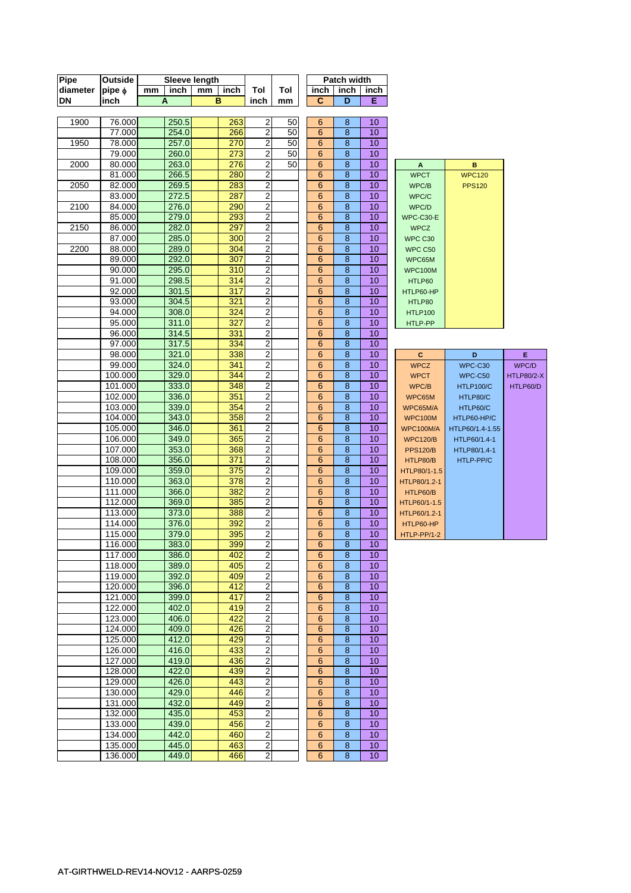| Pipe diameter DN | Outside pipe ϕ inch | Sleeve length mm | inch | mm | inch | Tol inch | Tol mm | Patch width inch | inch | inch |
|---|---|---|---|---|---|---|---|---|---|---|
| | | A | | B | | | | C | D | E |
| 1900 | 76.000 | | 250.5 | | 263 | 2 | 50 | 6 | 8 | 10 |
| | 77.000 | | 254.0 | | 266 | 2 | 50 | 6 | 8 | 10 |
| 1950 | 78.000 | | 257.0 | | 270 | 2 | 50 | 6 | 8 | 10 |
| | 79.000 | | 260.0 | | 273 | 2 | 50 | 6 | 8 | 10 |
| 2000 | 80.000 | | 263.0 | | 276 | 2 | 50 | 6 | 8 | 10 |
| | 81.000 | | 266.5 | | 280 | 2 | | 6 | 8 | 10 |
| 2050 | 82.000 | | 269.5 | | 283 | 2 | | 6 | 8 | 10 |
| | 83.000 | | 272.5 | | 287 | 2 | | 6 | 8 | 10 |
| 2100 | 84.000 | | 276.0 | | 290 | 2 | | 6 | 8 | 10 |
| | 85.000 | | 279.0 | | 293 | 2 | | 6 | 8 | 10 |
| 2150 | 86.000 | | 282.0 | | 297 | 2 | | 6 | 8 | 10 |
| | 87.000 | | 285.0 | | 300 | 2 | | 6 | 8 | 10 |
| 2200 | 88.000 | | 289.0 | | 304 | 2 | | 6 | 8 | 10 |
| | 89.000 | | 292.0 | | 307 | 2 | | 6 | 8 | 10 |
| | 90.000 | | 295.0 | | 310 | 2 | | 6 | 8 | 10 |
| | 91.000 | | 298.5 | | 314 | 2 | | 6 | 8 | 10 |
| | 92.000 | | 301.5 | | 317 | 2 | | 6 | 8 | 10 |
| | 93.000 | | 304.5 | | 321 | 2 | | 6 | 8 | 10 |
| | 94.000 | | 308.0 | | 324 | 2 | | 6 | 8 | 10 |
| | 95.000 | | 311.0 | | 327 | 2 | | 6 | 8 | 10 |
| | 96.000 | | 314.5 | | 331 | 2 | | 6 | 8 | 10 |
| | 97.000 | | 317.5 | | 334 | 2 | | 6 | 8 | 10 |
| | 98.000 | | 321.0 | | 338 | 2 | | 6 | 8 | 10 |
| | 99.000 | | 324.0 | | 341 | 2 | | 6 | 8 | 10 |
| | 100.000 | | 329.0 | | 344 | 2 | | 6 | 8 | 10 |
| | 101.000 | | 333.0 | | 348 | 2 | | 6 | 8 | 10 |
| | 102.000 | | 336.0 | | 351 | 2 | | 6 | 8 | 10 |
| | 103.000 | | 339.0 | | 354 | 2 | | 6 | 8 | 10 |
| | 104.000 | | 343.0 | | 358 | 2 | | 6 | 8 | 10 |
| | 105.000 | | 346.0 | | 361 | 2 | | 6 | 8 | 10 |
| | 106.000 | | 349.0 | | 365 | 2 | | 6 | 8 | 10 |
| | 107.000 | | 353.0 | | 368 | 2 | | 6 | 8 | 10 |
| | 108.000 | | 356.0 | | 371 | 2 | | 6 | 8 | 10 |
| | 109.000 | | 359.0 | | 375 | 2 | | 6 | 8 | 10 |
| | 110.000 | | 363.0 | | 378 | 2 | | 6 | 8 | 10 |
| | 111.000 | | 366.0 | | 382 | 2 | | 6 | 8 | 10 |
| | 112.000 | | 369.0 | | 385 | 2 | | 6 | 8 | 10 |
| | 113.000 | | 373.0 | | 388 | 2 | | 6 | 8 | 10 |
| | 114.000 | | 376.0 | | 392 | 2 | | 6 | 8 | 10 |
| | 115.000 | | 379.0 | | 395 | 2 | | 6 | 8 | 10 |
| | 116.000 | | 383.0 | | 399 | 2 | | 6 | 8 | 10 |
| | 117.000 | | 386.0 | | 402 | 2 | | 6 | 8 | 10 |
| | 118.000 | | 389.0 | | 405 | 2 | | 6 | 8 | 10 |
| | 119.000 | | 392.0 | | 409 | 2 | | 6 | 8 | 10 |
| | 120.000 | | 396.0 | | 412 | 2 | | 6 | 8 | 10 |
| | 121.000 | | 399.0 | | 417 | 2 | | 6 | 8 | 10 |
| | 122.000 | | 402.0 | | 419 | 2 | | 6 | 8 | 10 |
| | 123.000 | | 406.0 | | 422 | 2 | | 6 | 8 | 10 |
| | 124.000 | | 409.0 | | 426 | 2 | | 6 | 8 | 10 |
| | 125.000 | | 412.0 | | 429 | 2 | | 6 | 8 | 10 |
| | 126.000 | | 416.0 | | 433 | 2 | | 6 | 8 | 10 |
| | 127.000 | | 419.0 | | 436 | 2 | | 6 | 8 | 10 |
| | 128.000 | | 422.0 | | 439 | 2 | | 6 | 8 | 10 |
| | 129.000 | | 426.0 | | 443 | 2 | | 6 | 8 | 10 |
| | 130.000 | | 429.0 | | 446 | 2 | | 6 | 8 | 10 |
| | 131.000 | | 432.0 | | 449 | 2 | | 6 | 8 | 10 |
| | 132.000 | | 435.0 | | 453 | 2 | | 6 | 8 | 10 |
| | 133.000 | | 439.0 | | 456 | 2 | | 6 | 8 | 10 |
| | 134.000 | | 442.0 | | 460 | 2 | | 6 | 8 | 10 |
| | 135.000 | | 445.0 | | 463 | 2 | | 6 | 8 | 10 |
| | 136.000 | | 449.0 | | 466 | 2 | | 6 | 8 | 10 |

| A | B |
|---|---|
| WPCT | WPC120 |
| WPC/B | PPS120 |
| WPC/C | |
| WPC/D | |
| WPC-C30-E | |
| WPCZ | |
| WPC C30 | |
| WPC C50 | |
| WPC65M | |
| WPC100M | |
| HTLP60 | |
| HTLP60-HP | |
| HTLP80 | |
| HTLP100 | |
| HTLP-PP | |

| C | D | E |
|---|---|---|
| WPCZ | WPC-C30 | WPC/D |
| WPCT | WPC-C50 | HTLP80/2-X |
| WPC/B | HTLP100/C | HTLP60/D |
| WPC65M | HTLP80/C | |
| WPC65M/A | HTLP60/C | |
| WPC100M | HTLP60-HP/C | |
| WPC100M/A | HTLP60/1.4-1.55 | |
| WPC120/B | HTLP60/1.4-1 | |
| PPS120/B | HTLP80/1.4-1 | |
| HTLP80/B | HTLP-PP/C | |
| HTLP80/1-1.5 | | |
| HTLP80/1.2-1 | | |
| HTLP60/B | | |
| HTLP60/1-1.5 | | |
| HTLP60/1.2-1 | | |
| HTLP60-HP | | |
| HTLP-PP/1-2 | | |

AT-GIRTHWELD-REV14-NOV12 - AARPS-0259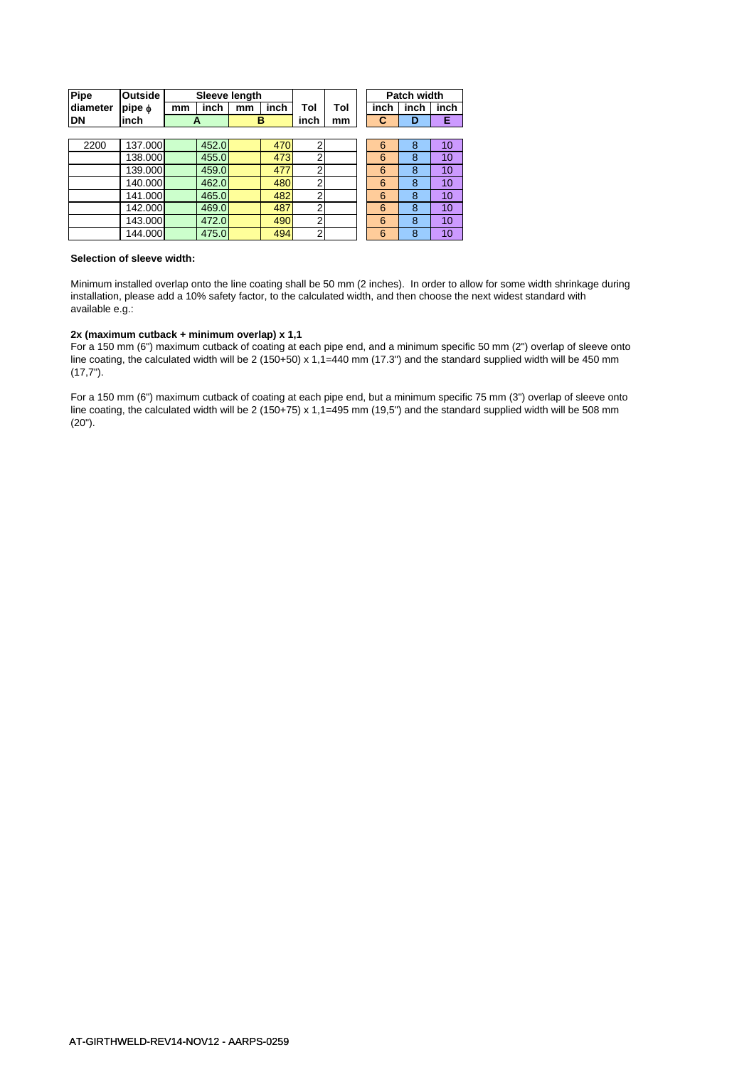| Pipe diameter DN | Outside pipe ϕ inch | Sleeve length | | | | Tol inch | Tol mm | Patch width | | |
|---|---|---|---|---|---|---|---|---|---|---|
| | | mm | inch | mm | inch | | | inch | inch | inch |
| | | A | | B | | | | C | D | E |
| 2200 | 137.000 | | 452.0 | | 470 | 2 | | 6 | 8 | 10 |
| | 138.000 | | 455.0 | | 473 | 2 | | 6 | 8 | 10 |
| | 139.000 | | 459.0 | | 477 | 2 | | 6 | 8 | 10 |
| | 140.000 | | 462.0 | | 480 | 2 | | 6 | 8 | 10 |
| | 141.000 | | 465.0 | | 482 | 2 | | 6 | 8 | 10 |
| | 142.000 | | 469.0 | | 487 | 2 | | 6 | 8 | 10 |
| | 143.000 | | 472.0 | | 490 | 2 | | 6 | 8 | 10 |
| | 144.000 | | 475.0 | | 494 | 2 | | 6 | 8 | 10 |

**Selection of sleeve width:**

Minimum installed overlap onto the line coating shall be 50 mm (2 inches). In order to allow for some width shrinkage during installation, please add a 10% safety factor, to the calculated width, and then choose the next widest standard with available e.g.:

**2x (maximum cutback + minimum overlap) x 1,1**

For a 150 mm (6") maximum cutback of coating at each pipe end, and a minimum specific 50 mm (2") overlap of sleeve onto line coating, the calculated width will be 2 (150+50) x 1,1=440 mm (17.3") and the standard supplied width will be 450 mm (17,7").

For a 150 mm (6") maximum cutback of coating at each pipe end, but a minimum specific 75 mm (3") overlap of sleeve onto line coating, the calculated width will be 2 (150+75) x 1,1=495 mm (19,5") and the standard supplied width will be 508 mm (20").